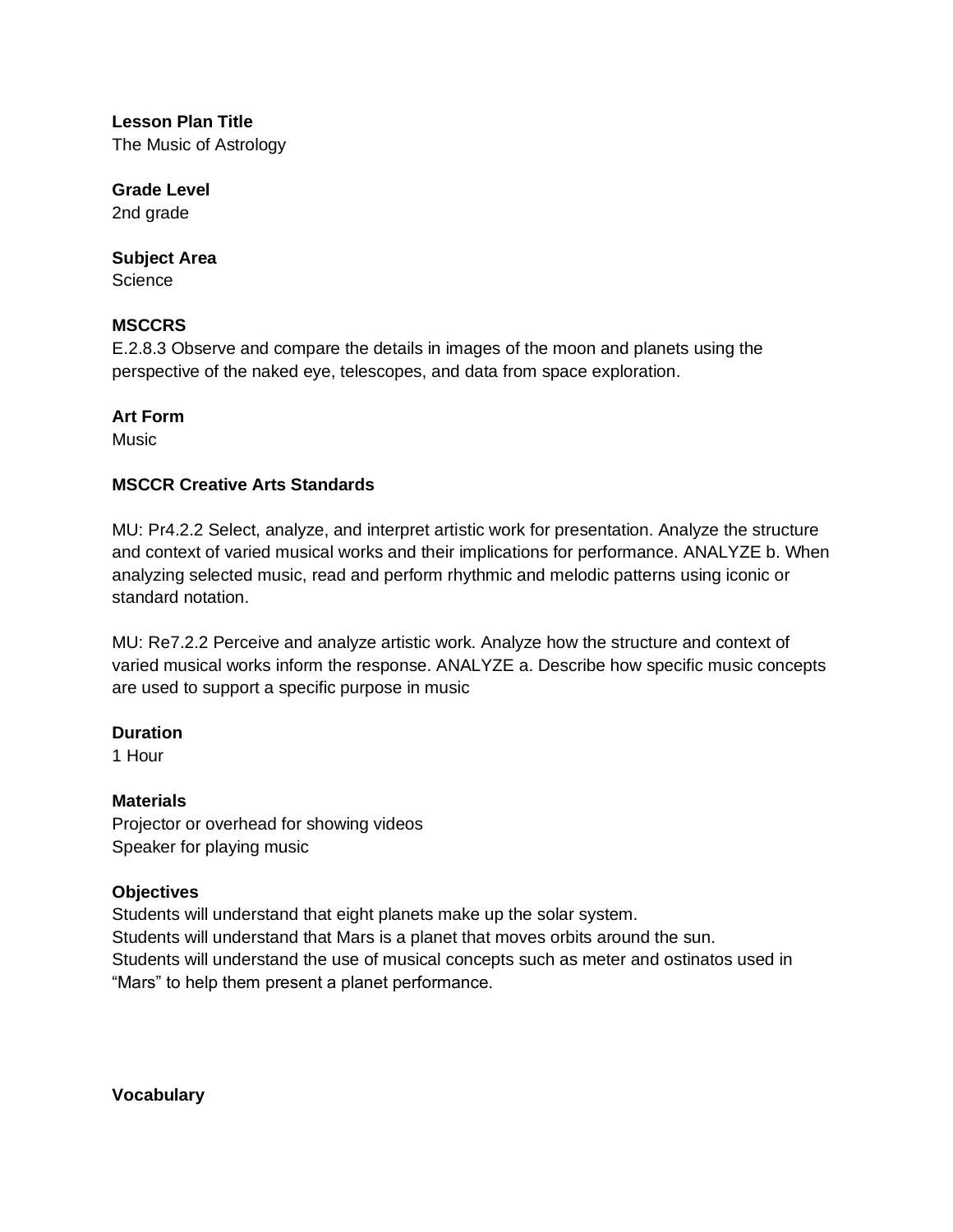**Lesson Plan Title**

The Music of Astrology

**Grade Level**

2nd grade

**Subject Area**

Science

**MSCCRS**

E.2.8.3 Observe and compare the details in images of the moon and planets using the perspective of the naked eye, telescopes, and data from space exploration.

**Art Form**

Music

**MSCCR Creative Arts Standards**

MU: Pr4.2.2 Select, analyze, and interpret artistic work for presentation. Analyze the structure and context of varied musical works and their implications for performance. ANALYZE b. When analyzing selected music, read and perform rhythmic and melodic patterns using iconic or standard notation.

MU: Re7.2.2 Perceive and analyze artistic work. Analyze how the structure and context of varied musical works inform the response. ANALYZE a. Describe how specific music concepts are used to support a specific purpose in music

**Duration**

1 Hour

**Materials**

Projector or overhead for showing videos
Speaker for playing music

**Objectives**

Students will understand that eight planets make up the solar system.
Students will understand that Mars is a planet that moves orbits around the sun.
Students will understand the use of musical concepts such as meter and ostinatos used in "Mars" to help them present a planet performance.

**Vocabulary**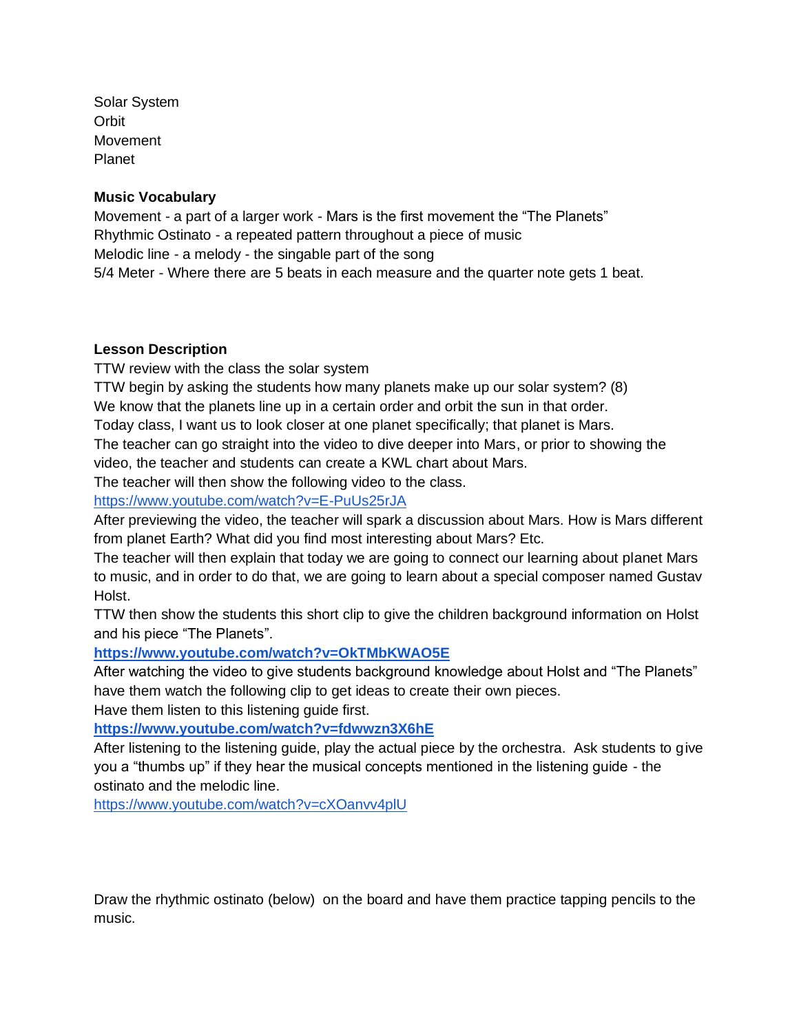Solar System
Orbit
Movement
Planet

**Music Vocabulary**
Movement - a part of a larger work - Mars is the first movement the "The Planets"
Rhythmic Ostinato - a repeated pattern throughout a piece of music
Melodic line - a melody - the singable part of the song
5/4 Meter - Where there are 5 beats in each measure and the quarter note gets 1 beat.

**Lesson Description**
TTW review with the class the solar system
TTW begin by asking the students how many planets make up our solar system? (8)
We know that the planets line up in a certain order and orbit the sun in that order.
Today class, I want us to look closer at one planet specifically; that planet is Mars.
The teacher can go straight into the video to dive deeper into Mars, or prior to showing the video, the teacher and students can create a KWL chart about Mars.
The teacher will then show the following video to the class.
https://www.youtube.com/watch?v=E-PuUs25rJA
After previewing the video, the teacher will spark a discussion about Mars. How is Mars different from planet Earth? What did you find most interesting about Mars? Etc.
The teacher will then explain that today we are going to connect our learning about planet Mars to music, and in order to do that, we are going to learn about a special composer named Gustav Holst.
TTW then show the students this short clip to give the children background information on Holst and his piece "The Planets".
**https://www.youtube.com/watch?v=OkTMbKWAO5E**
After watching the video to give students background knowledge about Holst and "The Planets" have them watch the following clip to get ideas to create their own pieces.
Have them listen to this listening guide first.
**https://www.youtube.com/watch?v=fdwwzn3X6hE**
After listening to the listening guide, play the actual piece by the orchestra. Ask students to give you a "thumbs up" if they hear the musical concepts mentioned in the listening guide - the ostinato and the melodic line.
https://www.youtube.com/watch?v=cXOanvv4plU

Draw the rhythmic ostinato (below) on the board and have them practice tapping pencils to the music.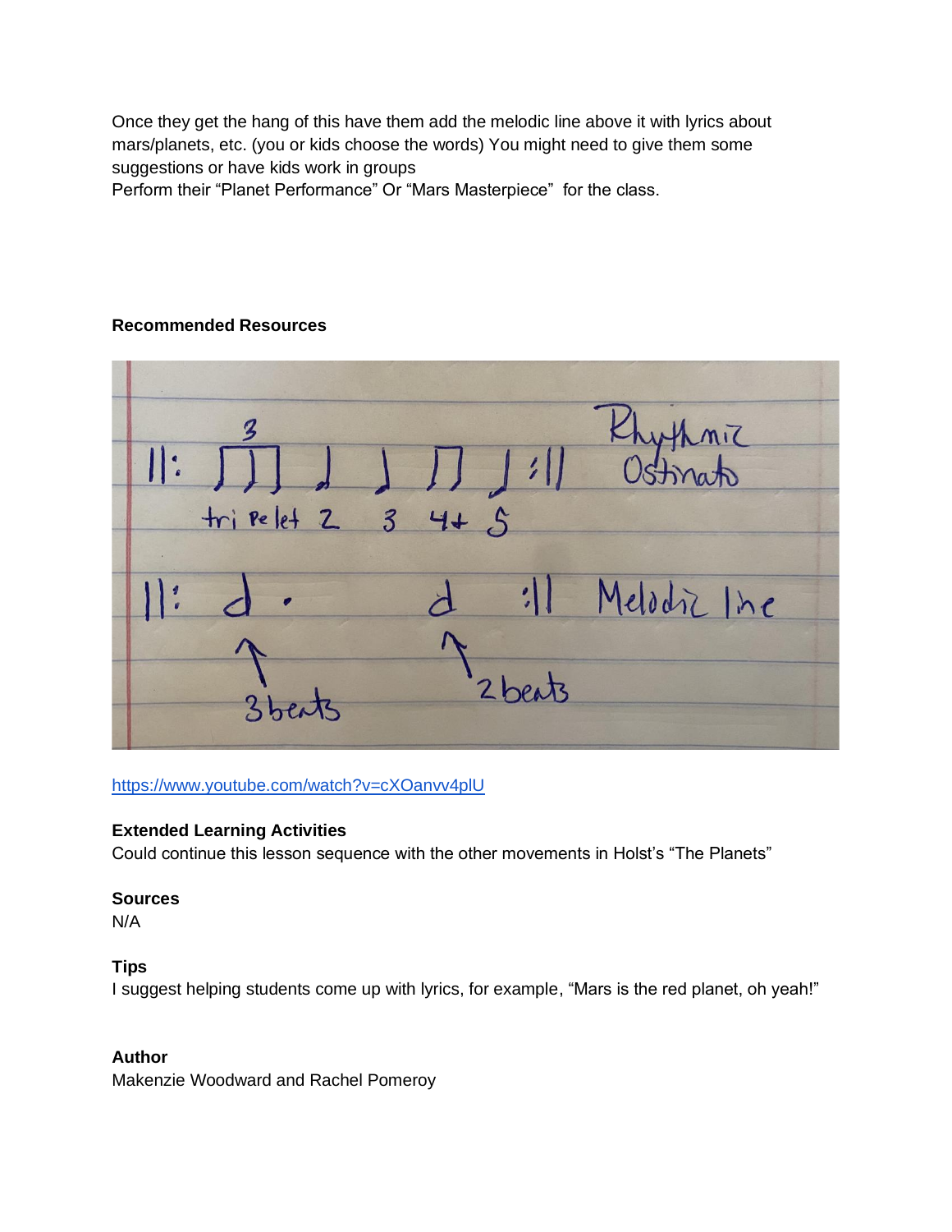Once they get the hang of this have them add the melodic line above it with lyrics about mars/planets, etc. (you or kids choose the words) You might need to give them some suggestions or have kids work in groups

Perform their "Planet Performance" Or "Mars Masterpiece" for the class.

**Recommended Resources**

https://www.youtube.com/watch?v=cXOanvv4plU

**Extended Learning Activities**

Could continue this lesson sequence with the other movements in Holst's "The Planets"

**Sources**

N/A

**Tips**

I suggest helping students come up with lyrics, for example, "Mars is the red planet, oh yeah!"

**Author**

Makenzie Woodward and Rachel Pomeroy